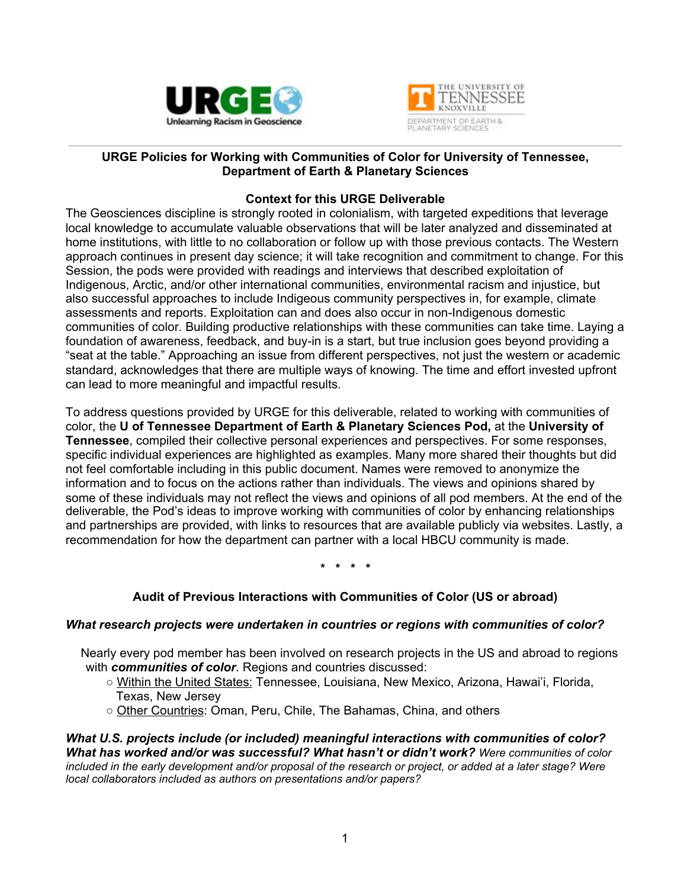**URGE Policies for Working with Communities of Color for University of Tennessee, Department of Earth & Planetary Sciences**

**Context for this URGE Deliverable**

The Geosciences discipline is strongly rooted in colonialism, with targeted expeditions that leverage local knowledge to accumulate valuable observations that will be later analyzed and disseminated at home institutions, with little to no collaboration or follow up with those previous contacts. The Western approach continues in present day science; it will take recognition and commitment to change. For this Session, the pods were provided with readings and interviews that described exploitation of Indigenous, Arctic, and/or other international communities, environmental racism and injustice, but also successful approaches to include Indigeous community perspectives in, for example, climate assessments and reports. Exploitation can and does also occur in non-Indigenous domestic communities of color. Building productive relationships with these communities can take time. Laying a foundation of awareness, feedback, and buy-in is a start, but true inclusion goes beyond providing a "seat at the table." Approaching an issue from different perspectives, not just the western or academic standard, acknowledges that there are multiple ways of knowing. The time and effort invested upfront can lead to more meaningful and impactful results.

To address questions provided by URGE for this deliverable, related to working with communities of color, the **U of Tennessee Department of Earth & Planetary Sciences Pod,** at the **University of Tennessee**, compiled their collective personal experiences and perspectives. For some responses, specific individual experiences are highlighted as examples. Many more shared their thoughts but did not feel comfortable including in this public document. Names were removed to anonymize the information and to focus on the actions rather than individuals. The views and opinions shared by some of these individuals may not reflect the views and opinions of all pod members. At the end of the deliverable, the Pod's ideas to improve working with communities of color by enhancing relationships and partnerships are provided, with links to resources that are available publicly via websites. Lastly, a recommendation for how the department can partner with a local HBCU community is made.

\* \* \* \*

**Audit of Previous Interactions with Communities of Color (US or abroad)**

***What research projects were undertaken in countries or regions with communities of color?***

Nearly every pod member has been involved on research projects in the US and abroad to regions with ***communities of color***. Regions and countries discussed:

- Within the United States: Tennessee, Louisiana, New Mexico, Arizona, Hawai'i, Florida, Texas, New Jersey
- Other Countries: Oman, Peru, Chile, The Bahamas, China, and others

***What U.S. projects include (or included) meaningful interactions with communities of color? What has worked and/or was successful? What hasn't or didn't work?*** *Were communities of color included in the early development and/or proposal of the research or project, or added at a later stage? Were local collaborators included as authors on presentations and/or papers?*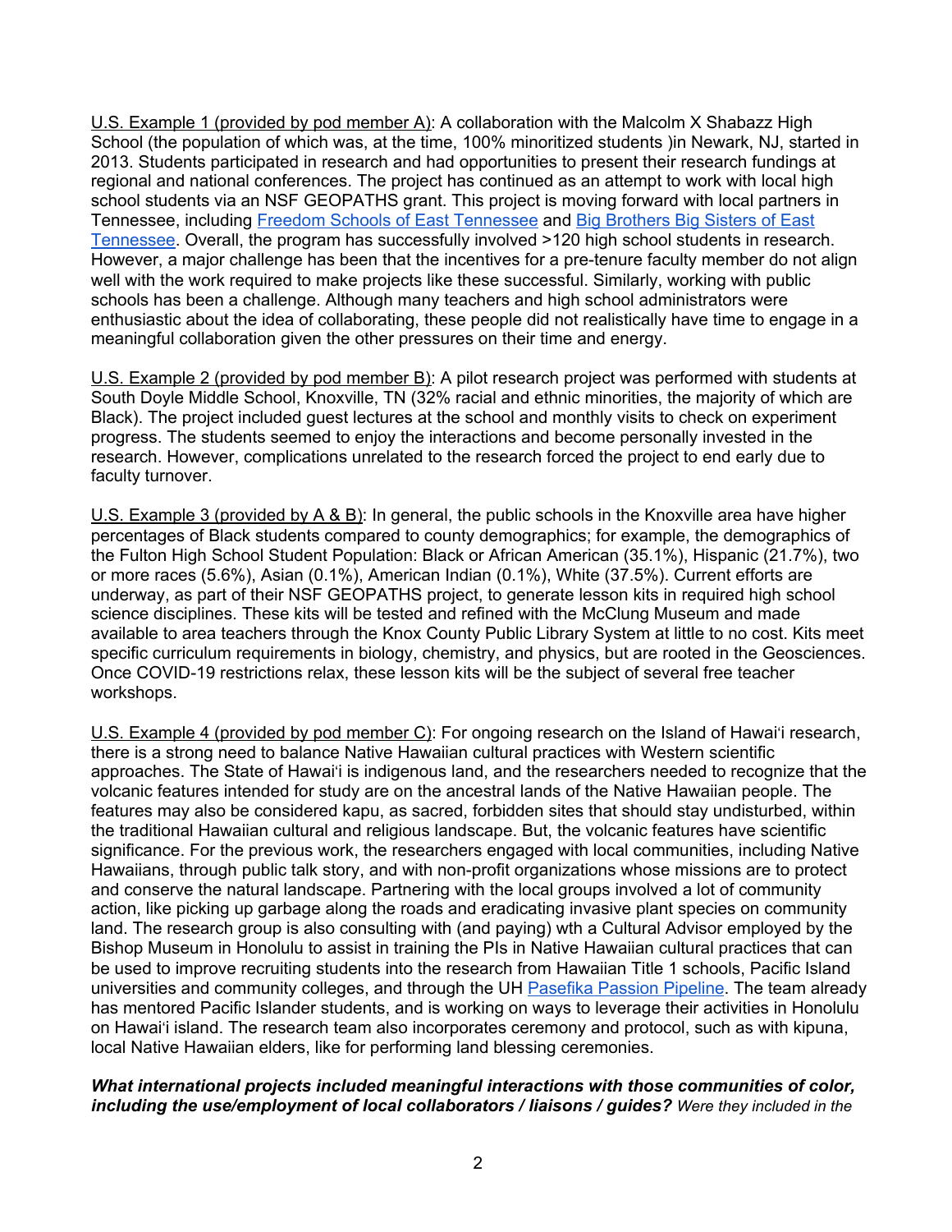<u>U.S. Example 1 (provided by pod member A)</u>: A collaboration with the Malcolm X Shabazz High School (the population of which was, at the time, 100% minoritized students )in Newark, NJ, started in 2013. Students participated in research and had opportunities to present their research fundings at regional and national conferences. The project has continued as an attempt to work with local high school students via an NSF GEOPATHS grant. This project is moving forward with local partners in Tennessee, including [Freedom Schools of East Tennessee]() and [Big Brothers Big Sisters of East Tennessee](). Overall, the program has successfully involved >120 high school students in research. However, a major challenge has been that the incentives for a pre-tenure faculty member do not align well with the work required to make projects like these successful. Similarly, working with public schools has been a challenge. Although many teachers and high school administrators were enthusiastic about the idea of collaborating, these people did not realistically have time to engage in a meaningful collaboration given the other pressures on their time and energy.

<u>U.S. Example 2 (provided by pod member B)</u>: A pilot research project was performed with students at South Doyle Middle School, Knoxville, TN (32% racial and ethnic minorities, the majority of which are Black). The project included guest lectures at the school and monthly visits to check on experiment progress. The students seemed to enjoy the interactions and become personally invested in the research. However, complications unrelated to the research forced the project to end early due to faculty turnover.

<u>U.S. Example 3 (provided by A & B)</u>: In general, the public schools in the Knoxville area have higher percentages of Black students compared to county demographics; for example, the demographics of the Fulton High School Student Population: Black or African American (35.1%), Hispanic (21.7%), two or more races (5.6%), Asian (0.1%), American Indian (0.1%), White (37.5%). Current efforts are underway, as part of their NSF GEOPATHS project, to generate lesson kits in required high school science disciplines. These kits will be tested and refined with the McClung Museum and made available to area teachers through the Knox County Public Library System at little to no cost. Kits meet specific curriculum requirements in biology, chemistry, and physics, but are rooted in the Geosciences. Once COVID-19 restrictions relax, these lesson kits will be the subject of several free teacher workshops.

<u>U.S. Example 4 (provided by pod member C)</u>: For ongoing research on the Island of Hawaiʻi research, there is a strong need to balance Native Hawaiian cultural practices with Western scientific approaches. The State of Hawaiʻi is indigenous land, and the researchers needed to recognize that the volcanic features intended for study are on the ancestral lands of the Native Hawaiian people. The features may also be considered kapu, as sacred, forbidden sites that should stay undisturbed, within the traditional Hawaiian cultural and religious landscape. But, the volcanic features have scientific significance. For the previous work, the researchers engaged with local communities, including Native Hawaiians, through public talk story, and with non-profit organizations whose missions are to protect and conserve the natural landscape. Partnering with the local groups involved a lot of community action, like picking up garbage along the roads and eradicating invasive plant species on community land. The research group is also consulting with (and paying) wth a Cultural Advisor employed by the Bishop Museum in Honolulu to assist in training the PIs in Native Hawaiian cultural practices that can be used to improve recruiting students into the research from Hawaiian Title 1 schools, Pacific Island universities and community colleges, and through the UH [Pasefika Passion Pipeline](). The team already has mentored Pacific Islander students, and is working on ways to leverage their activities in Honolulu on Hawaiʻi island. The research team also incorporates ceremony and protocol, such as with kipuna, local Native Hawaiian elders, like for performing land blessing ceremonies.

***What international projects included meaningful interactions with those communities of color, including the use/employment of local collaborators / liaisons / guides?*** *Were they included in the*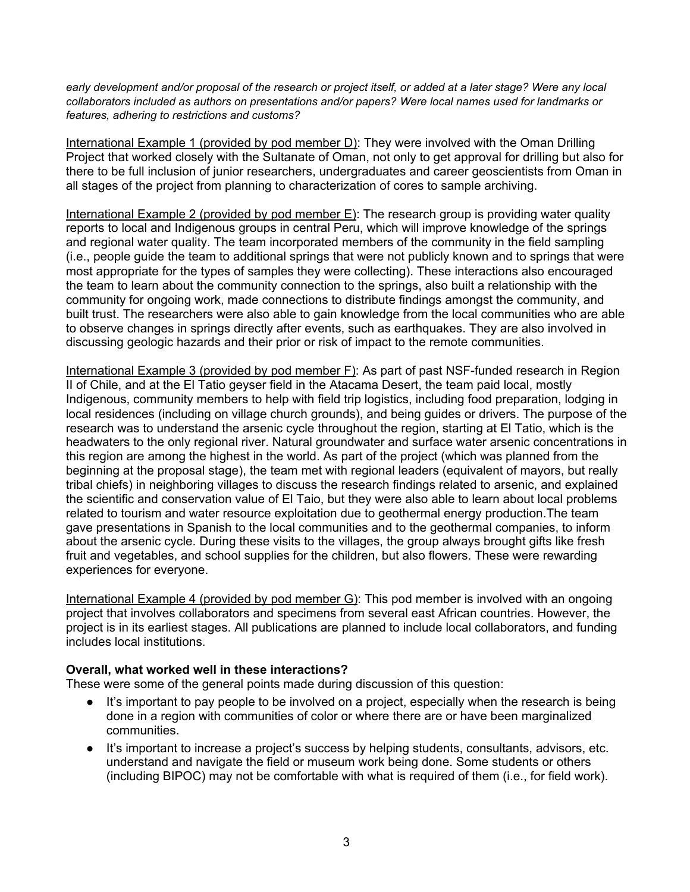*early development and/or proposal of the research or project itself, or added at a later stage? Were any local collaborators included as authors on presentations and/or papers? Were local names used for landmarks or features, adhering to restrictions and customs?*

International Example 1 (provided by pod member D): They were involved with the Oman Drilling Project that worked closely with the Sultanate of Oman, not only to get approval for drilling but also for there to be full inclusion of junior researchers, undergraduates and career geoscientists from Oman in all stages of the project from planning to characterization of cores to sample archiving.

International Example 2 (provided by pod member E): The research group is providing water quality reports to local and Indigenous groups in central Peru, which will improve knowledge of the springs and regional water quality. The team incorporated members of the community in the field sampling (i.e., people guide the team to additional springs that were not publicly known and to springs that were most appropriate for the types of samples they were collecting). These interactions also encouraged the team to learn about the community connection to the springs, also built a relationship with the community for ongoing work, made connections to distribute findings amongst the community, and built trust. The researchers were also able to gain knowledge from the local communities who are able to observe changes in springs directly after events, such as earthquakes. They are also involved in discussing geologic hazards and their prior or risk of impact to the remote communities.

International Example 3 (provided by pod member F): As part of past NSF-funded research in Region II of Chile, and at the El Tatio geyser field in the Atacama Desert, the team paid local, mostly Indigenous, community members to help with field trip logistics, including food preparation, lodging in local residences (including on village church grounds), and being guides or drivers. The purpose of the research was to understand the arsenic cycle throughout the region, starting at El Tatio, which is the headwaters to the only regional river. Natural groundwater and surface water arsenic concentrations in this region are among the highest in the world. As part of the project (which was planned from the beginning at the proposal stage), the team met with regional leaders (equivalent of mayors, but really tribal chiefs) in neighboring villages to discuss the research findings related to arsenic, and explained the scientific and conservation value of El Taio, but they were also able to learn about local problems related to tourism and water resource exploitation due to geothermal energy production.The team gave presentations in Spanish to the local communities and to the geothermal companies, to inform about the arsenic cycle. During these visits to the villages, the group always brought gifts like fresh fruit and vegetables, and school supplies for the children, but also flowers. These were rewarding experiences for everyone.

International Example 4 (provided by pod member G): This pod member is involved with an ongoing project that involves collaborators and specimens from several east African countries. However, the project is in its earliest stages. All publications are planned to include local collaborators, and funding includes local institutions.

**Overall, what worked well in these interactions?**

These were some of the general points made during discussion of this question:

- It's important to pay people to be involved on a project, especially when the research is being done in a region with communities of color or where there are or have been marginalized communities.
- It's important to increase a project's success by helping students, consultants, advisors, etc. understand and navigate the field or museum work being done. Some students or others (including BIPOC) may not be comfortable with what is required of them (i.e., for field work).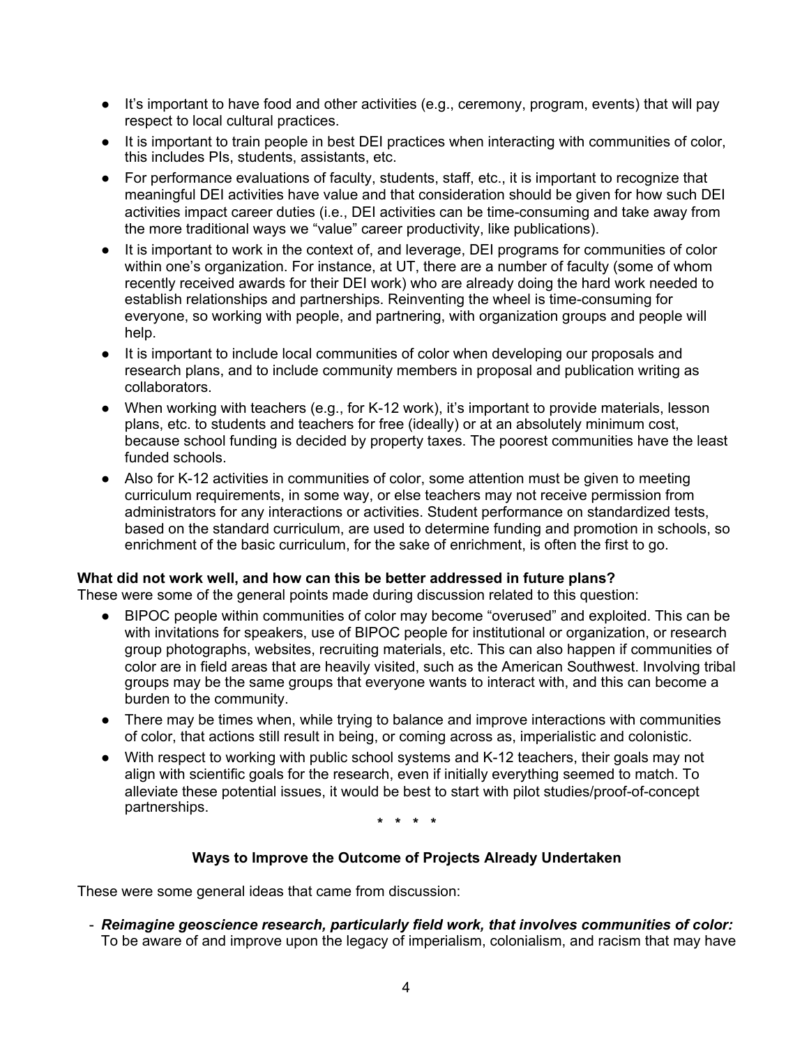- It's important to have food and other activities (e.g., ceremony, program, events) that will pay respect to local cultural practices.
- It is important to train people in best DEI practices when interacting with communities of color, this includes PIs, students, assistants, etc.
- For performance evaluations of faculty, students, staff, etc., it is important to recognize that meaningful DEI activities have value and that consideration should be given for how such DEI activities impact career duties (i.e., DEI activities can be time-consuming and take away from the more traditional ways we "value" career productivity, like publications).
- It is important to work in the context of, and leverage, DEI programs for communities of color within one's organization. For instance, at UT, there are a number of faculty (some of whom recently received awards for their DEI work) who are already doing the hard work needed to establish relationships and partnerships. Reinventing the wheel is time-consuming for everyone, so working with people, and partnering, with organization groups and people will help.
- It is important to include local communities of color when developing our proposals and research plans, and to include community members in proposal and publication writing as collaborators.
- When working with teachers (e.g., for K-12 work), it's important to provide materials, lesson plans, etc. to students and teachers for free (ideally) or at an absolutely minimum cost, because school funding is decided by property taxes. The poorest communities have the least funded schools.
- Also for K-12 activities in communities of color, some attention must be given to meeting curriculum requirements, in some way, or else teachers may not receive permission from administrators for any interactions or activities. Student performance on standardized tests, based on the standard curriculum, are used to determine funding and promotion in schools, so enrichment of the basic curriculum, for the sake of enrichment, is often the first to go.

**What did not work well, and how can this be better addressed in future plans?**
These were some of the general points made during discussion related to this question:

- BIPOC people within communities of color may become "overused" and exploited. This can be with invitations for speakers, use of BIPOC people for institutional or organization, or research group photographs, websites, recruiting materials, etc. This can also happen if communities of color are in field areas that are heavily visited, such as the American Southwest. Involving tribal groups may be the same groups that everyone wants to interact with, and this can become a burden to the community.
- There may be times when, while trying to balance and improve interactions with communities of color, that actions still result in being, or coming across as, imperialistic and colonistic.
- With respect to working with public school systems and K-12 teachers, their goals may not align with scientific goals for the research, even if initially everything seemed to match. To alleviate these potential issues, it would be best to start with pilot studies/proof-of-concept partnerships.

\* \* \* \*

**Ways to Improve the Outcome of Projects Already Undertaken**

These were some general ideas that came from discussion:

- ***Reimagine geoscience research, particularly field work, that involves communities of color:*** To be aware of and improve upon the legacy of imperialism, colonialism, and racism that may have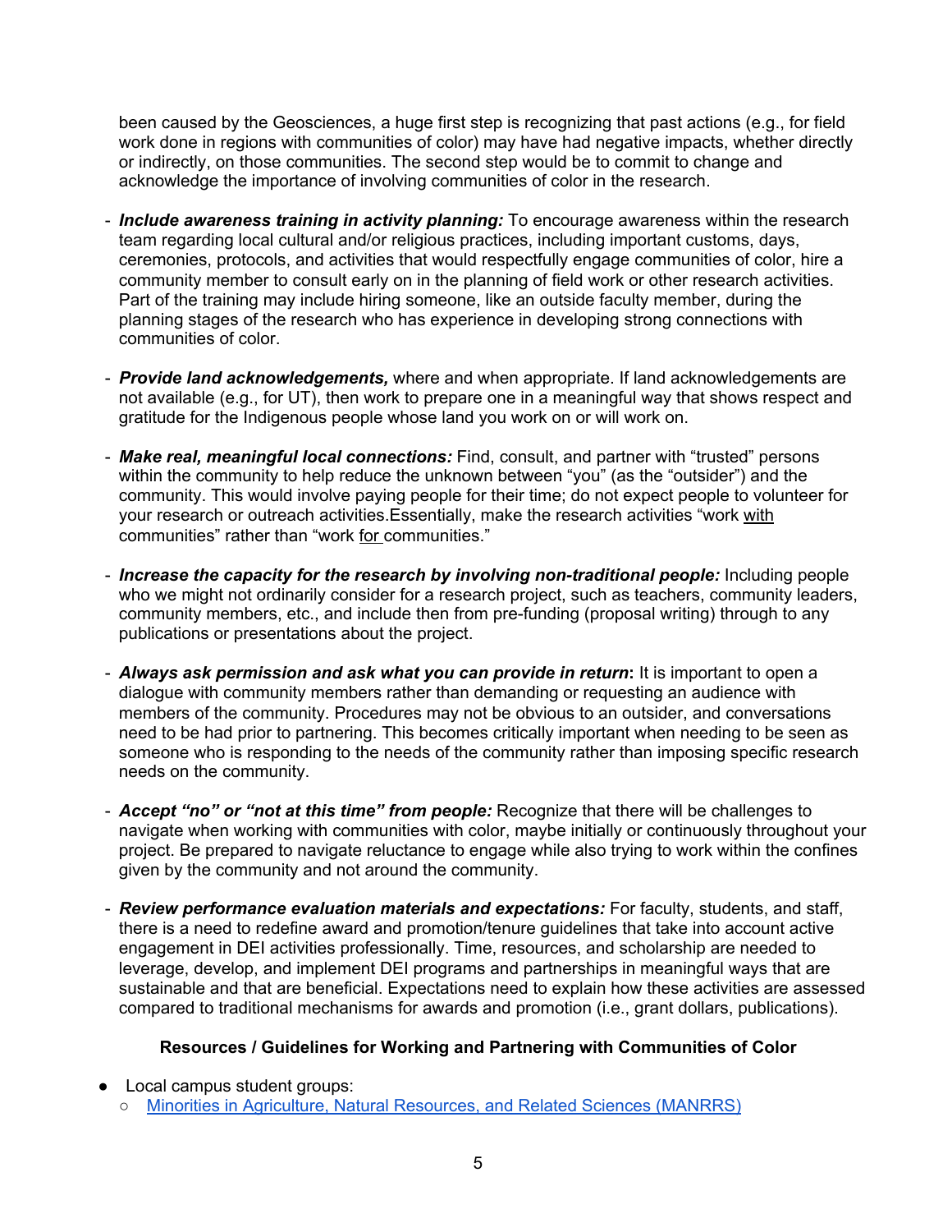been caused by the Geosciences, a huge first step is recognizing that past actions (e.g., for field work done in regions with communities of color) may have had negative impacts, whether directly or indirectly, on those communities. The second step would be to commit to change and acknowledge the importance of involving communities of color in the research.

- ***Include awareness training in activity planning:*** To encourage awareness within the research team regarding local cultural and/or religious practices, including important customs, days, ceremonies, protocols, and activities that would respectfully engage communities of color, hire a community member to consult early on in the planning of field work or other research activities. Part of the training may include hiring someone, like an outside faculty member, during the planning stages of the research who has experience in developing strong connections with communities of color.

- ***Provide land acknowledgements,*** where and when appropriate. If land acknowledgements are not available (e.g., for UT), then work to prepare one in a meaningful way that shows respect and gratitude for the Indigenous people whose land you work on or will work on.

- ***Make real, meaningful local connections:*** Find, consult, and partner with "trusted" persons within the community to help reduce the unknown between "you" (as the "outsider") and the community. This would involve paying people for their time; do not expect people to volunteer for your research or outreach activities.Essentially, make the research activities "work <u>with</u> communities" rather than "work <u>for</u> communities."

- ***Increase the capacity for the research by involving non-traditional people:*** Including people who we might not ordinarily consider for a research project, such as teachers, community leaders, community members, etc., and include then from pre-funding (proposal writing) through to any publications or presentations about the project.

- ***Always ask permission and ask what you can provide in return*:** It is important to open a dialogue with community members rather than demanding or requesting an audience with members of the community. Procedures may not be obvious to an outsider, and conversations need to be had prior to partnering. This becomes critically important when needing to be seen as someone who is responding to the needs of the community rather than imposing specific research needs on the community.

- ***Accept "no" or "not at this time" from people:*** Recognize that there will be challenges to navigate when working with communities with color, maybe initially or continuously throughout your project. Be prepared to navigate reluctance to engage while also trying to work within the confines given by the community and not around the community.

- ***Review performance evaluation materials and expectations:*** For faculty, students, and staff, there is a need to redefine award and promotion/tenure guidelines that take into account active engagement in DEI activities professionally. Time, resources, and scholarship are needed to leverage, develop, and implement DEI programs and partnerships in meaningful ways that are sustainable and that are beneficial. Expectations need to explain how these activities are assessed compared to traditional mechanisms for awards and promotion (i.e., grant dollars, publications).

**Resources / Guidelines for Working and Partnering with Communities of Color**

- Local campus student groups:
  - Minorities in Agriculture, Natural Resources, and Related Sciences (MANRRS)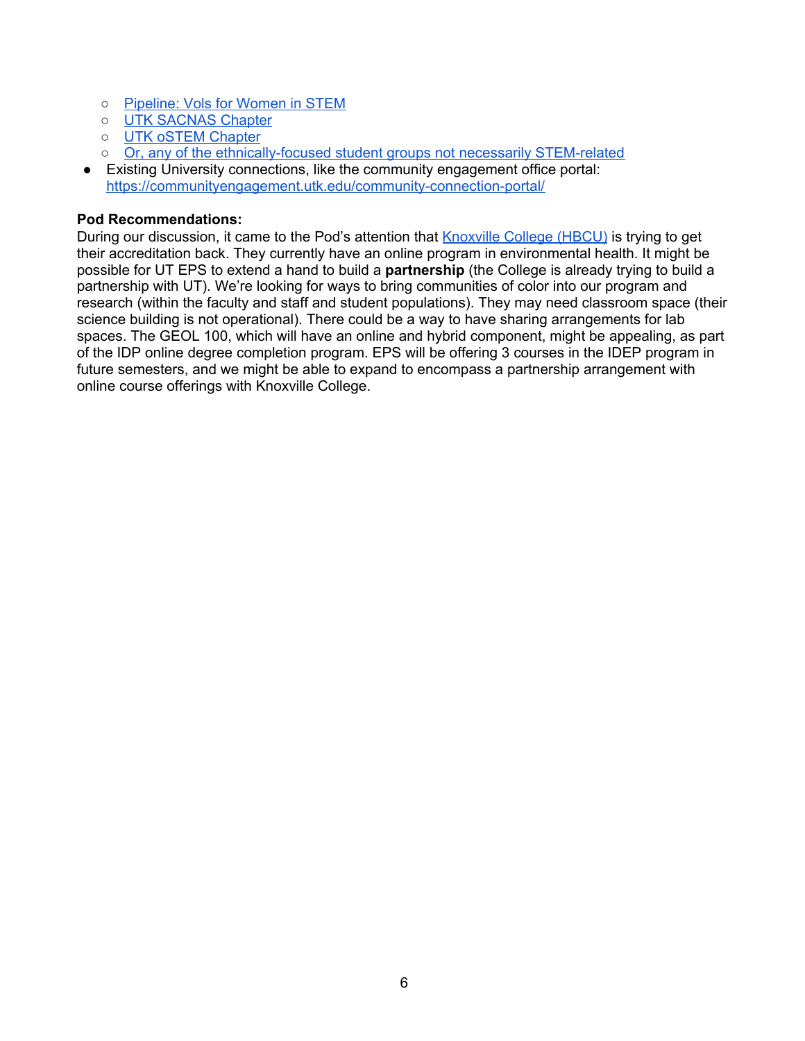- Pipeline: Vols for Women in STEM
    - UTK SACNAS Chapter
    - UTK oSTEM Chapter
    - Or, any of the ethnically-focused student groups not necessarily STEM-related
- Existing University connections, like the community engagement office portal: https://communityengagement.utk.edu/community-connection-portal/

**Pod Recommendations:**
During our discussion, it came to the Pod's attention that Knoxville College (HBCU) is trying to get their accreditation back. They currently have an online program in environmental health. It might be possible for UT EPS to extend a hand to build a **partnership** (the College is already trying to build a partnership with UT). We're looking for ways to bring communities of color into our program and research (within the faculty and staff and student populations). They may need classroom space (their science building is not operational). There could be a way to have sharing arrangements for lab spaces. The GEOL 100, which will have an online and hybrid component, might be appealing, as part of the IDP online degree completion program. EPS will be offering 3 courses in the IDEP program in future semesters, and we might be able to expand to encompass a partnership arrangement with online course offerings with Knoxville College.